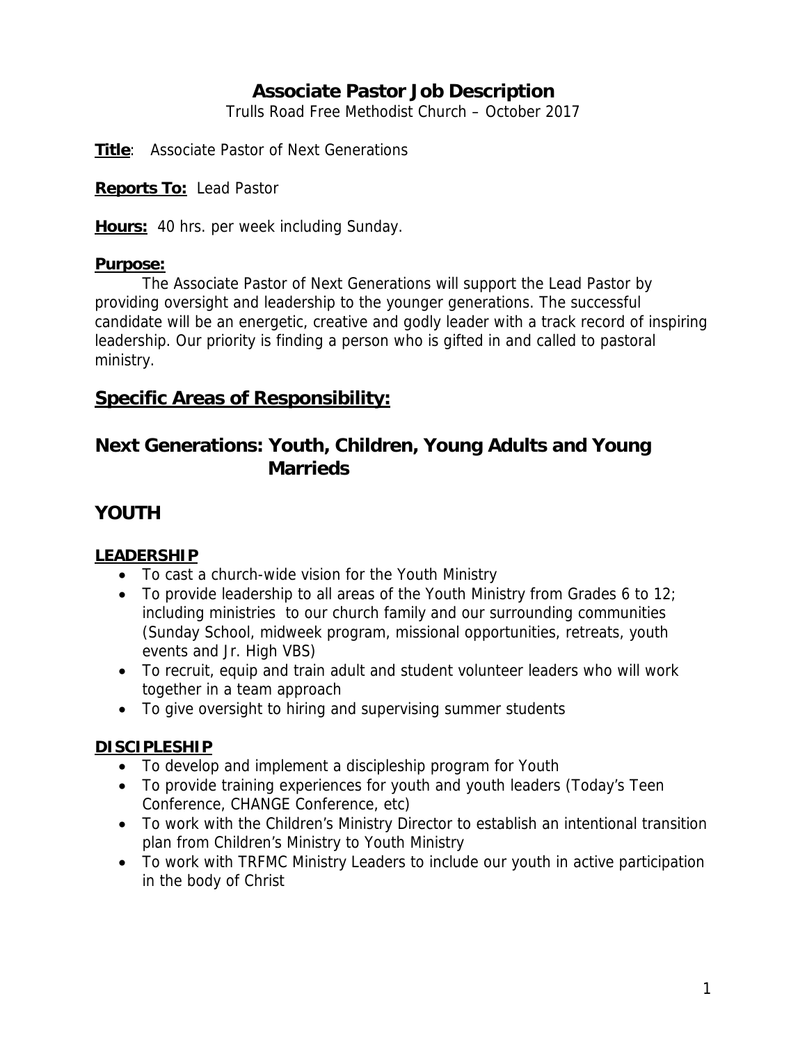# Associate Pastor Job Description

Trulls Road Free Methodist Church – October 2017

**Title**: Associate Pastor of Next Generations

**Reports To:** Lead Pastor

**Hours:** 40 hrs. per week including Sunday.

**Purpose:**

The Associate Pastor of Next Generations will support the Lead Pastor by providing oversight and leadership to the younger generations. The successful candidate will be an energetic, creative and godly leader with a track record of inspiring leadership. Our priority is finding a person who is gifted in and called to pastoral ministry.

## Specific Areas of Responsibility:

## Next Generations: Youth, Children, Young Adults and Young Marrieds

## YOUTH

### LEADERSHIP

- To cast a church-wide vision for the Youth Ministry
- To provide leadership to all areas of the Youth Ministry from Grades 6 to 12; including ministries to our church family and our surrounding communities (Sunday School, midweek program, missional opportunities, retreats, youth events and Jr. High VBS)
- To recruit, equip and train adult and student volunteer leaders who will work together in a team approach
- To give oversight to hiring and supervising summer students

### DISCIPLESHIP

- To develop and implement a discipleship program for Youth
- To provide training experiences for youth and youth leaders (Today's Teen Conference, CHANGE Conference, etc)
- To work with the Children's Ministry Director to establish an intentional transition plan from Children's Ministry to Youth Ministry
- To work with TRFMC Ministry Leaders to include our youth in active participation in the body of Christ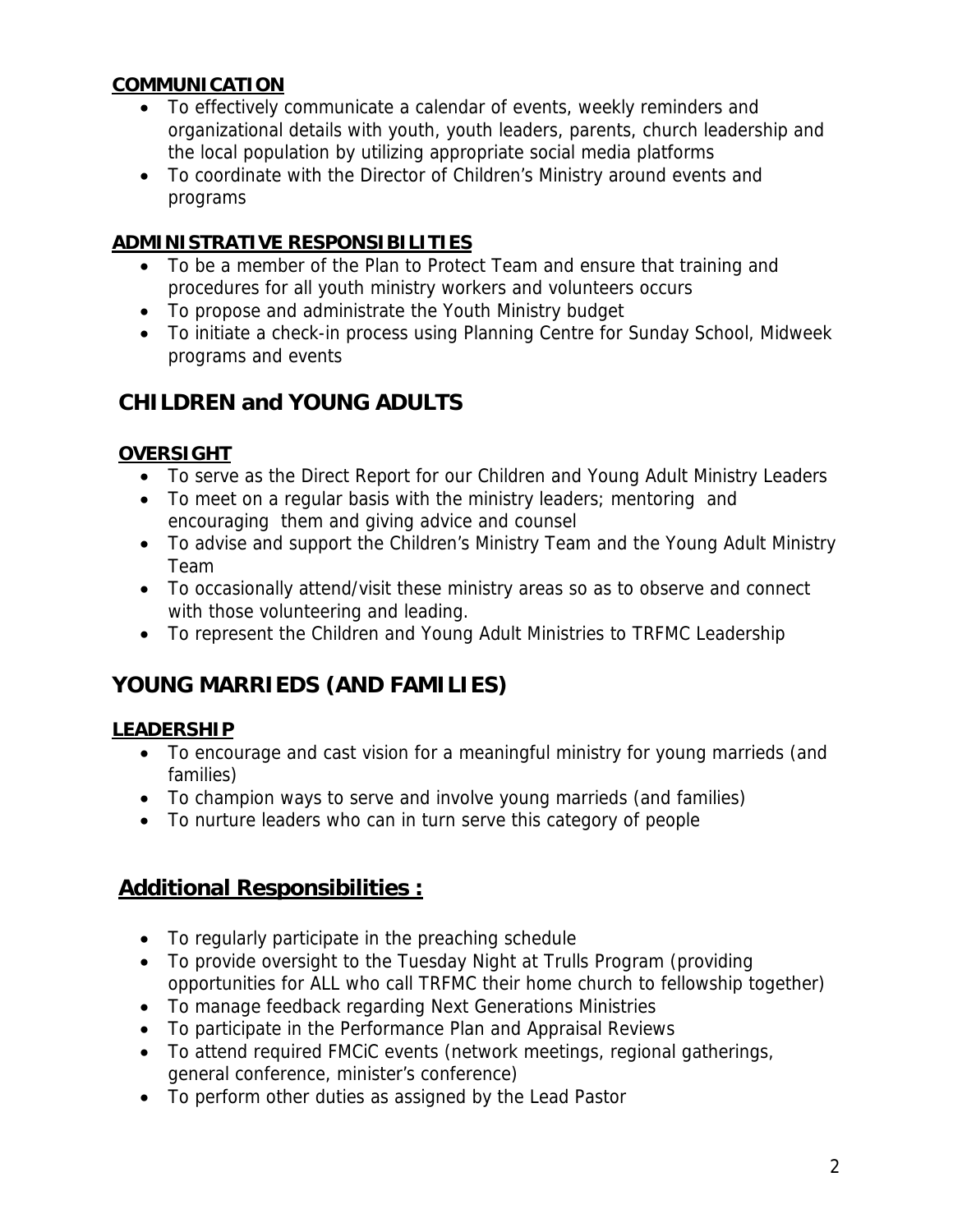**COMMUNICATION**

- To effectively communicate a calendar of events, weekly reminders and organizational details with youth, youth leaders, parents, church leadership and the local population by utilizing appropriate social media platforms
- To coordinate with the Director of Children's Ministry around events and programs

**ADMINISTRATIVE RESPONSIBILITIES**

- To be a member of the Plan to Protect Team and ensure that training and procedures for all youth ministry workers and volunteers occurs
- To propose and administrate the Youth Ministry budget
- To initiate a check-in process using Planning Centre for Sunday School, Midweek programs and events

## CHILDREN and YOUNG ADULTS

**OVERSIGHT**

- To serve as the Direct Report for our Children and Young Adult Ministry Leaders
- To meet on a regular basis with the ministry leaders; mentoring and encouraging them and giving advice and counsel
- To advise and support the Children's Ministry Team and the Young Adult Ministry Team
- To occasionally attend/visit these ministry areas so as to observe and connect with those volunteering and leading.
- To represent the Children and Young Adult Ministries to TRFMC Leadership

## YOUNG MARRIEDS (AND FAMILIES)

**LEADERSHIP**

- To encourage and cast vision for a meaningful ministry for young marrieds (and families)
- To champion ways to serve and involve young marrieds (and families)
- To nurture leaders who can in turn serve this category of people

## Additional Responsibilities :

- To regularly participate in the preaching schedule
- To provide oversight to the Tuesday Night at Trulls Program (providing opportunities for ALL who call TRFMC their home church to fellowship together)
- To manage feedback regarding Next Generations Ministries
- To participate in the Performance Plan and Appraisal Reviews
- To attend required FMCiC events (network meetings, regional gatherings, general conference, minister's conference)
- To perform other duties as assigned by the Lead Pastor